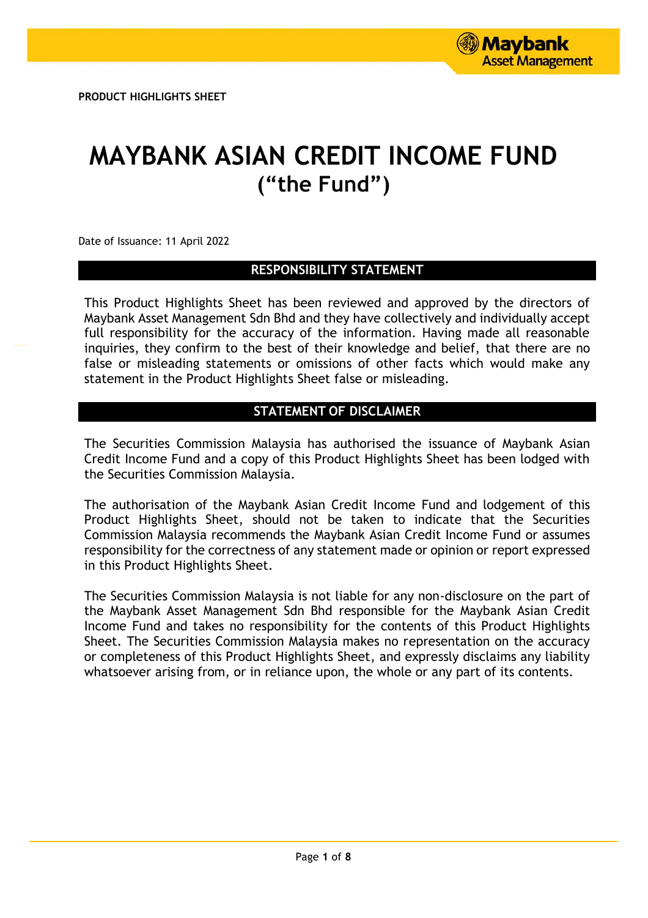PRODUCT HIGHLIGHTS SHEET

# MAYBANK ASIAN CREDIT INCOME FUND
## ("the Fund")

Date of Issuance: 11 April 2022

## RESPONSIBILITY STATEMENT

This Product Highlights Sheet has been reviewed and approved by the directors of Maybank Asset Management Sdn Bhd and they have collectively and individually accept full responsibility for the accuracy of the information. Having made all reasonable inquiries, they confirm to the best of their knowledge and belief, that there are no false or misleading statements or omissions of other facts which would make any statement in the Product Highlights Sheet false or misleading.

## STATEMENT OF DISCLAIMER

The Securities Commission Malaysia has authorised the issuance of Maybank Asian Credit Income Fund and a copy of this Product Highlights Sheet has been lodged with the Securities Commission Malaysia.

The authorisation of the Maybank Asian Credit Income Fund and lodgement of this Product Highlights Sheet, should not be taken to indicate that the Securities Commission Malaysia recommends the Maybank Asian Credit Income Fund or assumes responsibility for the correctness of any statement made or opinion or report expressed in this Product Highlights Sheet.

The Securities Commission Malaysia is not liable for any non-disclosure on the part of the Maybank Asset Management Sdn Bhd responsible for the Maybank Asian Credit Income Fund and takes no responsibility for the contents of this Product Highlights Sheet. The Securities Commission Malaysia makes no representation on the accuracy or completeness of this Product Highlights Sheet, and expressly disclaims any liability whatsoever arising from, or in reliance upon, the whole or any part of its contents.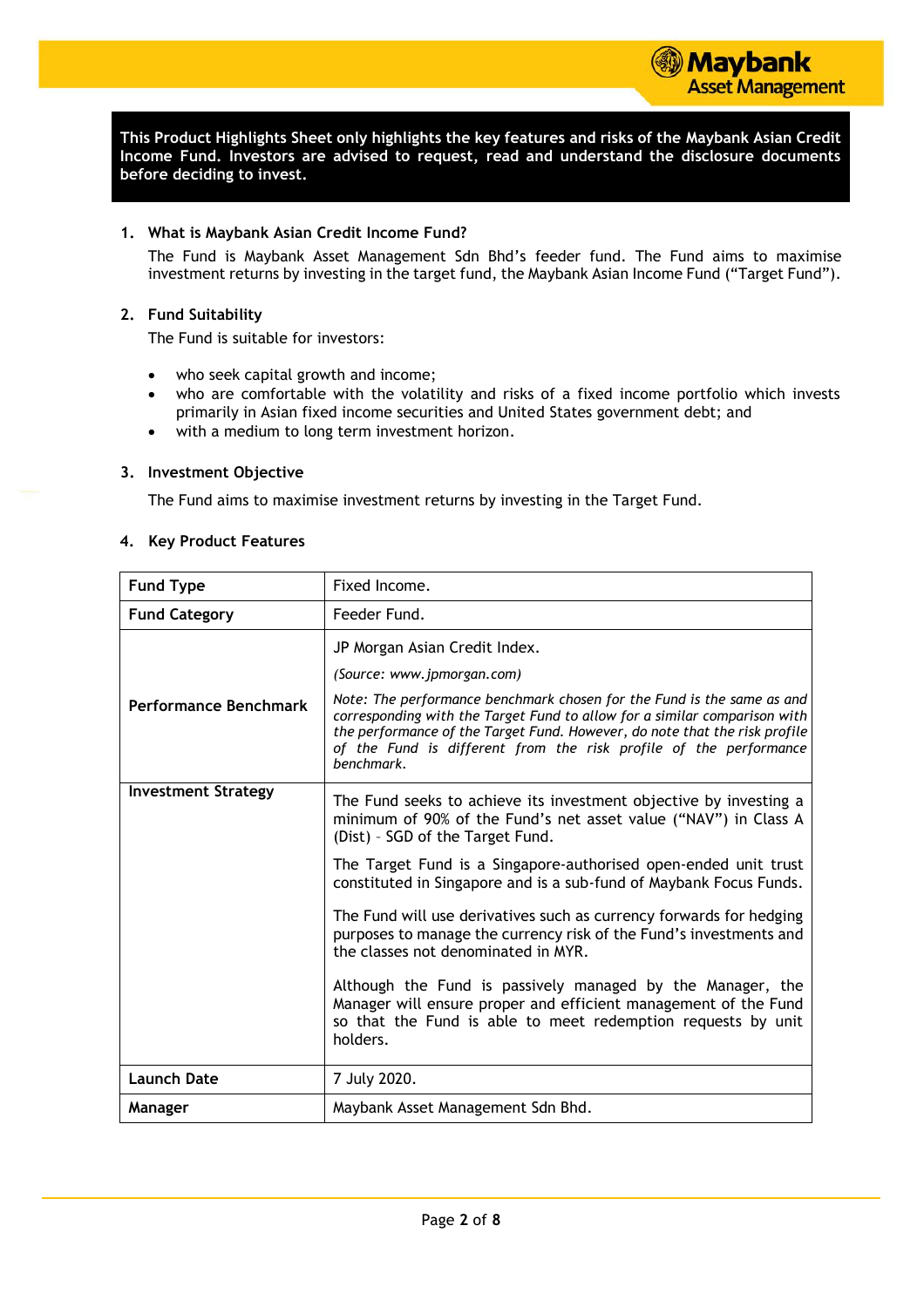**This Product Highlights Sheet only highlights the key features and risks of the Maybank Asian Credit Income Fund. Investors are advised to request, read and understand the disclosure documents before deciding to invest.**

## 1. What is Maybank Asian Credit Income Fund?

The Fund is Maybank Asset Management Sdn Bhd's feeder fund. The Fund aims to maximise investment returns by investing in the target fund, the Maybank Asian Income Fund ("Target Fund").

## 2. Fund Suitability

The Fund is suitable for investors:

- who seek capital growth and income;
- who are comfortable with the volatility and risks of a fixed income portfolio which invests primarily in Asian fixed income securities and United States government debt; and
- with a medium to long term investment horizon.

## 3. Investment Objective

The Fund aims to maximise investment returns by investing in the Target Fund.

## 4. Key Product Features

| | |
|---|---|
| **Fund Type** | Fixed Income. |
| **Fund Category** | Feeder Fund. |
| **Performance Benchmark** | JP Morgan Asian Credit Index.<br>*(Source: www.jpmorgan.com)*<br>*Note: The performance benchmark chosen for the Fund is the same as and corresponding with the Target Fund to allow for a similar comparison with the performance of the Target Fund. However, do note that the risk profile of the Fund is different from the risk profile of the performance benchmark.* |
| **Investment Strategy** | The Fund seeks to achieve its investment objective by investing a minimum of 90% of the Fund's net asset value ("NAV") in Class A (Dist) – SGD of the Target Fund.<br>The Target Fund is a Singapore-authorised open-ended unit trust constituted in Singapore and is a sub-fund of Maybank Focus Funds.<br>The Fund will use derivatives such as currency forwards for hedging purposes to manage the currency risk of the Fund's investments and the classes not denominated in MYR.<br>Although the Fund is passively managed by the Manager, the Manager will ensure proper and efficient management of the Fund so that the Fund is able to meet redemption requests by unit holders. |
| **Launch Date** | 7 July 2020. |
| **Manager** | Maybank Asset Management Sdn Bhd. |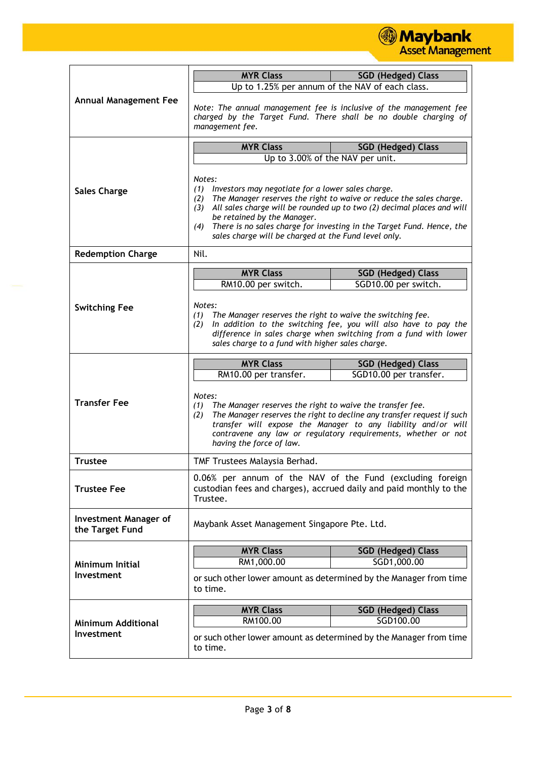| | |
|---|---|
| **Annual Management Fee** | **MYR Class** / **SGD (Hedged) Class**: Up to 1.25% per annum of the NAV of each class.<br><br>*Note: The annual management fee is inclusive of the management fee charged by the Target Fund. There shall be no double charging of management fee.* |
| **Sales Charge** | **MYR Class** / **SGD (Hedged) Class**: Up to 3.00% of the NAV per unit.<br><br>*Notes:*<br>*(1) Investors may negotiate for a lower sales charge.*<br>*(2) The Manager reserves the right to waive or reduce the sales charge.*<br>*(3) All sales charge will be rounded up to two (2) decimal places and will be retained by the Manager.*<br>*(4) There is no sales charge for investing in the Target Fund. Hence, the sales charge will be charged at the Fund level only.* |
| **Redemption Charge** | Nil. |
| **Switching Fee** | **MYR Class**: RM10.00 per switch.<br>**SGD (Hedged) Class**: SGD10.00 per switch.<br><br>*Notes:*<br>*(1) The Manager reserves the right to waive the switching fee.*<br>*(2) In addition to the switching fee, you will also have to pay the difference in sales charge when switching from a fund with lower sales charge to a fund with higher sales charge.* |
| **Transfer Fee** | **MYR Class**: RM10.00 per transfer.<br>**SGD (Hedged) Class**: SGD10.00 per transfer.<br><br>*Notes:*<br>*(1) The Manager reserves the right to waive the transfer fee.*<br>*(2) The Manager reserves the right to decline any transfer request if such transfer will expose the Manager to any liability and/or will contravene any law or regulatory requirements, whether or not having the force of law.* |
| **Trustee** | TMF Trustees Malaysia Berhad. |
| **Trustee Fee** | 0.06% per annum of the NAV of the Fund (excluding foreign custodian fees and charges), accrued daily and paid monthly to the Trustee. |
| **Investment Manager of the Target Fund** | Maybank Asset Management Singapore Pte. Ltd. |
| **Minimum Initial Investment** | **MYR Class**: RM1,000.00<br>**SGD (Hedged) Class**: SGD1,000.00<br><br>or such other lower amount as determined by the Manager from time to time. |
| **Minimum Additional Investment** | **MYR Class**: RM100.00<br>**SGD (Hedged) Class**: SGD100.00<br><br>or such other lower amount as determined by the Manager from time to time. |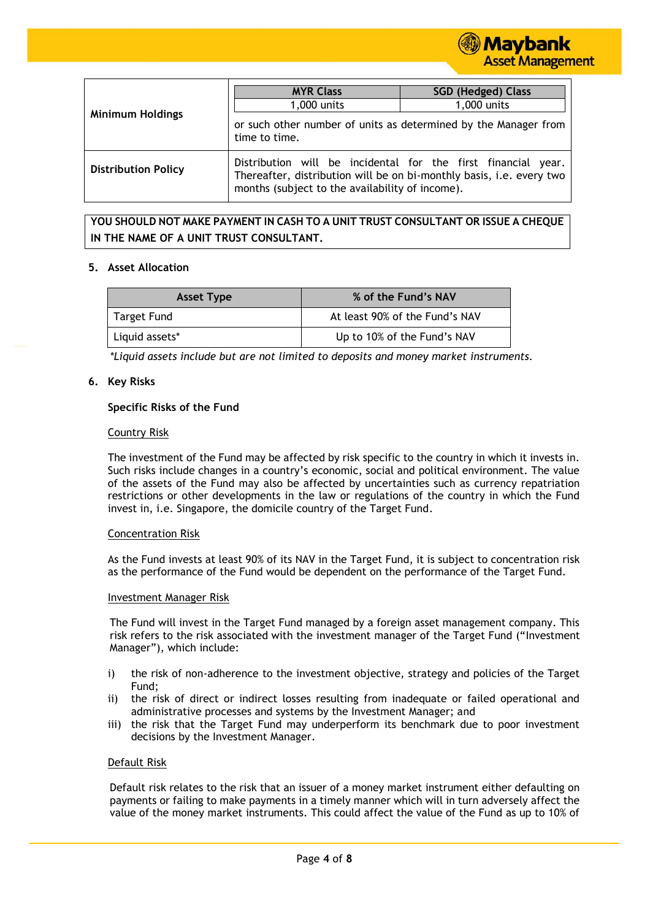| | | |
|---|---|---|
| **Minimum Holdings** | **MYR Class**: 1,000 units | **SGD (Hedged) Class**: 1,000 units |
| | or such other number of units as determined by the Manager from time to time. | |
| **Distribution Policy** | Distribution will be incidental for the first financial year. Thereafter, distribution will be on bi-monthly basis, i.e. every two months (subject to the availability of income). | |

**YOU SHOULD NOT MAKE PAYMENT IN CASH TO A UNIT TRUST CONSULTANT OR ISSUE A CHEQUE IN THE NAME OF A UNIT TRUST CONSULTANT.**

## 5. Asset Allocation

| Asset Type | % of the Fund's NAV |
|---|---|
| Target Fund | At least 90% of the Fund's NAV |
| Liquid assets* | Up to 10% of the Fund's NAV |

*\*Liquid assets include but are not limited to deposits and money market instruments.*

## 6. Key Risks

### Specific Risks of the Fund

Country Risk

The investment of the Fund may be affected by risk specific to the country in which it invests in. Such risks include changes in a country's economic, social and political environment. The value of the assets of the Fund may also be affected by uncertainties such as currency repatriation restrictions or other developments in the law or regulations of the country in which the Fund invest in, i.e. Singapore, the domicile country of the Target Fund.

Concentration Risk

As the Fund invests at least 90% of its NAV in the Target Fund, it is subject to concentration risk as the performance of the Fund would be dependent on the performance of the Target Fund.

Investment Manager Risk

The Fund will invest in the Target Fund managed by a foreign asset management company. This risk refers to the risk associated with the investment manager of the Target Fund ("Investment Manager"), which include:

i) the risk of non-adherence to the investment objective, strategy and policies of the Target Fund;
ii) the risk of direct or indirect losses resulting from inadequate or failed operational and administrative processes and systems by the Investment Manager; and
iii) the risk that the Target Fund may underperform its benchmark due to poor investment decisions by the Investment Manager.

Default Risk

Default risk relates to the risk that an issuer of a money market instrument either defaulting on payments or failing to make payments in a timely manner which will in turn adversely affect the value of the money market instruments. This could affect the value of the Fund as up to 10% of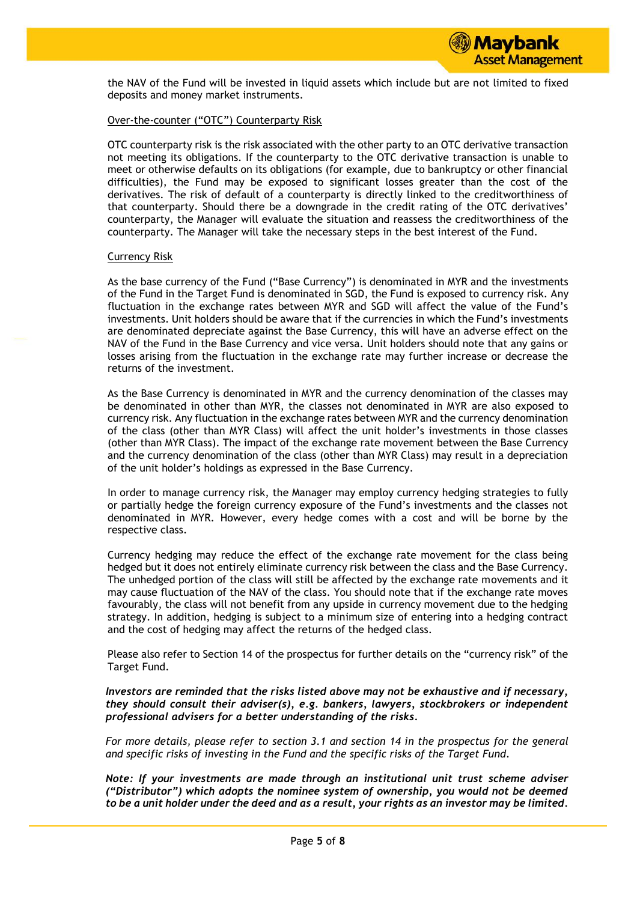the NAV of the Fund will be invested in liquid assets which include but are not limited to fixed deposits and money market instruments.

Over-the-counter ("OTC") Counterparty Risk

OTC counterparty risk is the risk associated with the other party to an OTC derivative transaction not meeting its obligations. If the counterparty to the OTC derivative transaction is unable to meet or otherwise defaults on its obligations (for example, due to bankruptcy or other financial difficulties), the Fund may be exposed to significant losses greater than the cost of the derivatives. The risk of default of a counterparty is directly linked to the creditworthiness of that counterparty. Should there be a downgrade in the credit rating of the OTC derivatives' counterparty, the Manager will evaluate the situation and reassess the creditworthiness of the counterparty. The Manager will take the necessary steps in the best interest of the Fund.

Currency Risk

As the base currency of the Fund ("Base Currency") is denominated in MYR and the investments of the Fund in the Target Fund is denominated in SGD, the Fund is exposed to currency risk. Any fluctuation in the exchange rates between MYR and SGD will affect the value of the Fund's investments. Unit holders should be aware that if the currencies in which the Fund's investments are denominated depreciate against the Base Currency, this will have an adverse effect on the NAV of the Fund in the Base Currency and vice versa. Unit holders should note that any gains or losses arising from the fluctuation in the exchange rate may further increase or decrease the returns of the investment.

As the Base Currency is denominated in MYR and the currency denomination of the classes may be denominated in other than MYR, the classes not denominated in MYR are also exposed to currency risk. Any fluctuation in the exchange rates between MYR and the currency denomination of the class (other than MYR Class) will affect the unit holder's investments in those classes (other than MYR Class). The impact of the exchange rate movement between the Base Currency and the currency denomination of the class (other than MYR Class) may result in a depreciation of the unit holder's holdings as expressed in the Base Currency.

In order to manage currency risk, the Manager may employ currency hedging strategies to fully or partially hedge the foreign currency exposure of the Fund's investments and the classes not denominated in MYR. However, every hedge comes with a cost and will be borne by the respective class.

Currency hedging may reduce the effect of the exchange rate movement for the class being hedged but it does not entirely eliminate currency risk between the class and the Base Currency. The unhedged portion of the class will still be affected by the exchange rate movements and it may cause fluctuation of the NAV of the class. You should note that if the exchange rate moves favourably, the class will not benefit from any upside in currency movement due to the hedging strategy. In addition, hedging is subject to a minimum size of entering into a hedging contract and the cost of hedging may affect the returns of the hedged class.

Please also refer to Section 14 of the prospectus for further details on the "currency risk" of the Target Fund.

***Investors are reminded that the risks listed above may not be exhaustive and if necessary, they should consult their adviser(s), e.g. bankers, lawyers, stockbrokers or independent professional advisers for a better understanding of the risks.***

*For more details, please refer to section 3.1 and section 14 in the prospectus for the general and specific risks of investing in the Fund and the specific risks of the Target Fund.*

***Note: If your investments are made through an institutional unit trust scheme adviser ("Distributor") which adopts the nominee system of ownership, you would not be deemed to be a unit holder under the deed and as a result, your rights as an investor may be limited.***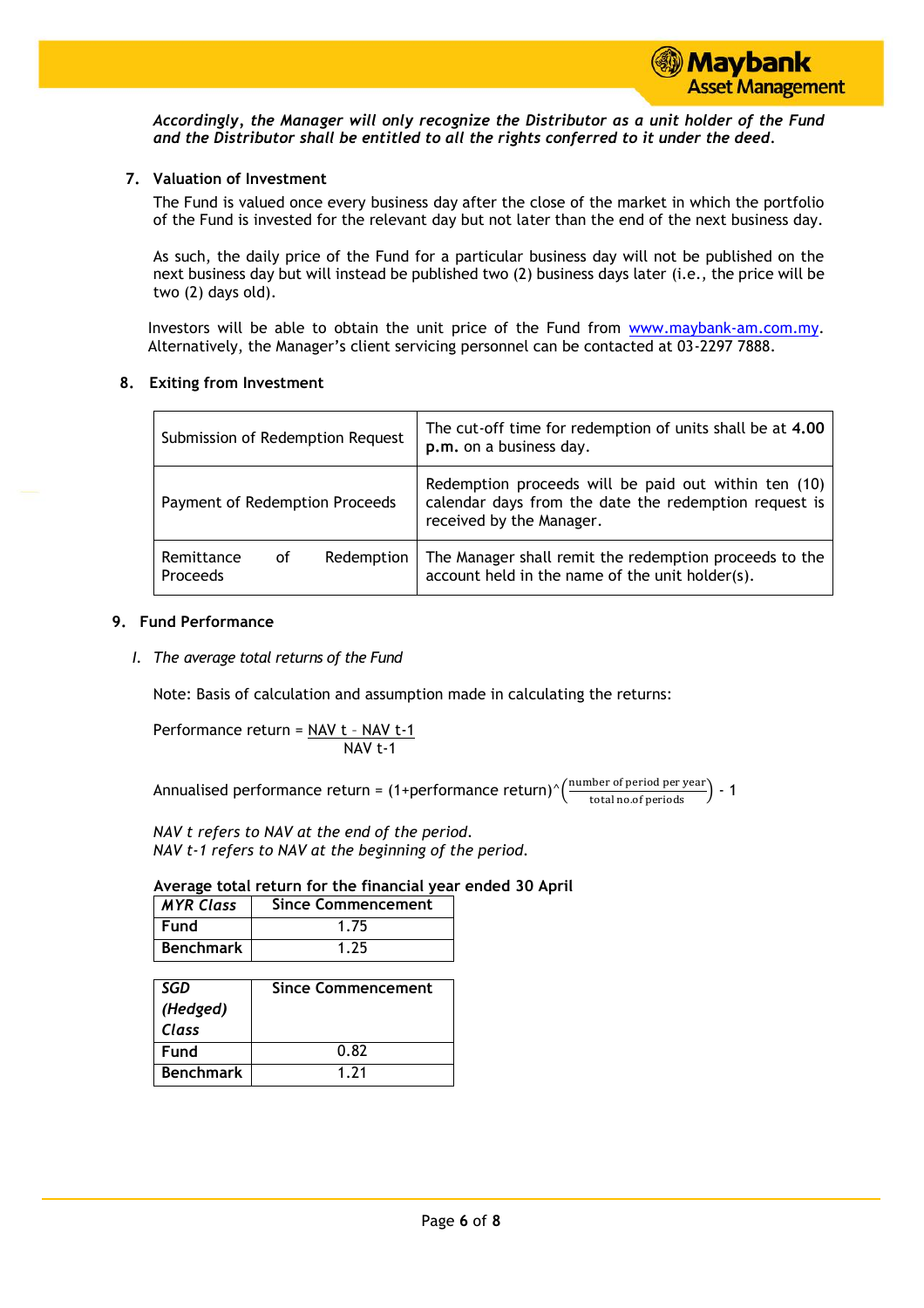*Accordingly, the Manager will only recognize the Distributor as a unit holder of the Fund and the Distributor shall be entitled to all the rights conferred to it under the deed.*

## 7. Valuation of Investment

The Fund is valued once every business day after the close of the market in which the portfolio of the Fund is invested for the relevant day but not later than the end of the next business day.

As such, the daily price of the Fund for a particular business day will not be published on the next business day but will instead be published two (2) business days later (i.e., the price will be two (2) days old).

Investors will be able to obtain the unit price of the Fund from www.maybank-am.com.my. Alternatively, the Manager's client servicing personnel can be contacted at 03-2297 7888.

## 8. Exiting from Investment

| | |
|---|---|
| Submission of Redemption Request | The cut-off time for redemption of units shall be at **4.00 p.m.** on a business day. |
| Payment of Redemption Proceeds | Redemption proceeds will be paid out within ten (10) calendar days from the date the redemption request is received by the Manager. |
| Remittance of Redemption Proceeds | The Manager shall remit the redemption proceeds to the account held in the name of the unit holder(s). |

## 9. Fund Performance

*I. The average total returns of the Fund*

Note: Basis of calculation and assumption made in calculating the returns:

$$\text{Performance return} = \frac{\text{NAV t} - \text{NAV t-1}}{\text{NAV t-1}}$$

$$\text{Annualised performance return} = (1+\text{performance return})^\wedge\left(\frac{\text{number of period per year}}{\text{total no.of periods}}\right) - 1$$

*NAV t refers to NAV at the end of the period.*
*NAV t-1 refers to NAV at the beginning of the period.*

**Average total return for the financial year ended 30 April**

| *MYR Class* | Since Commencement |
|---|---|
| **Fund** | 1.75 |
| **Benchmark** | 1.25 |

| *SGD (Hedged) Class* | Since Commencement |
|---|---|
| **Fund** | 0.82 |
| **Benchmark** | 1.21 |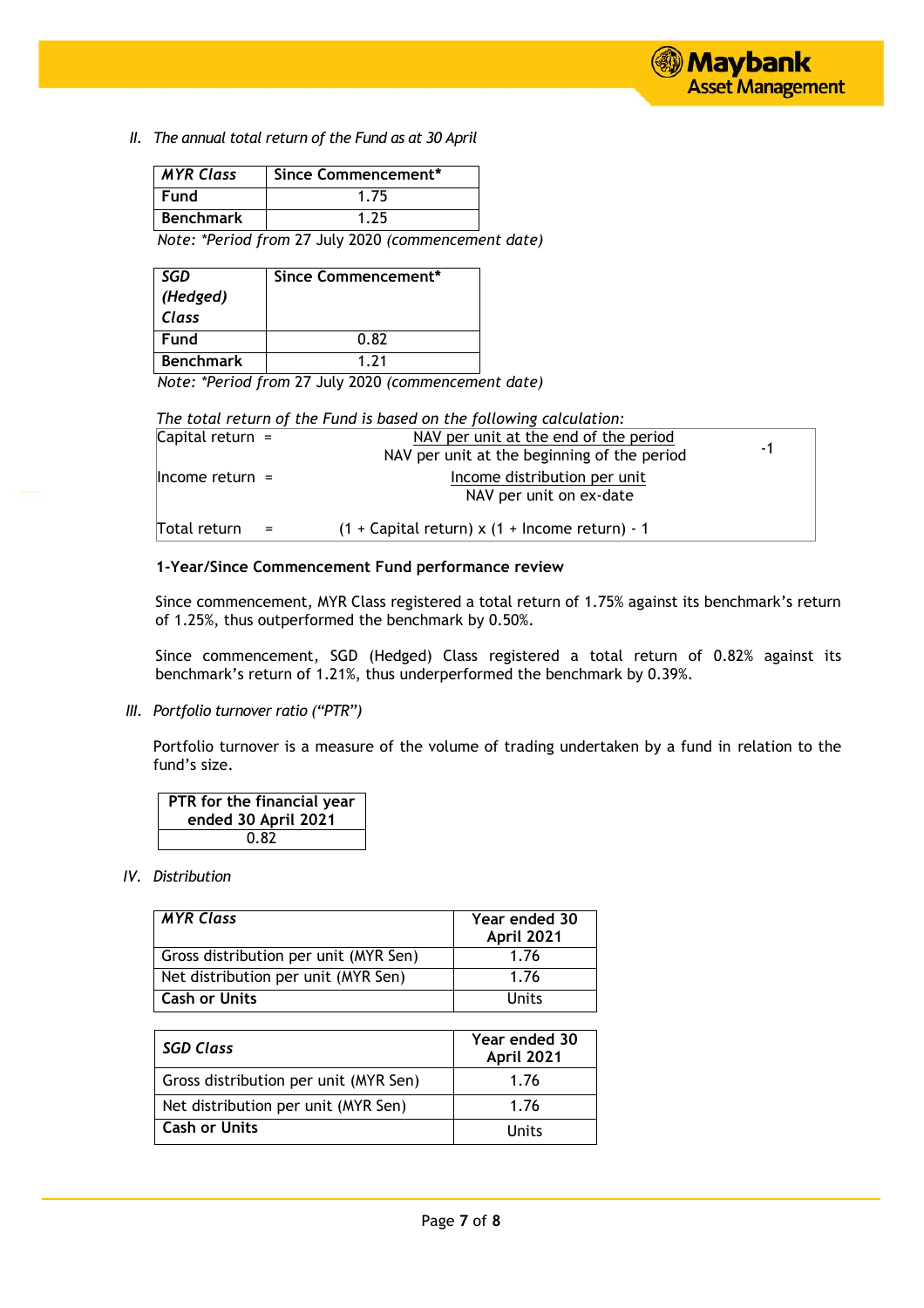*II. The annual total return of the Fund as at 30 April*

| *MYR Class* | Since Commencement* |
|---|---|
| **Fund** | 1.75 |
| **Benchmark** | 1.25 |

*Note: *Period from 27 July 2020 (commencement date)*

| *SGD (Hedged) Class* | Since Commencement* |
|---|---|
| **Fund** | 0.82 |
| **Benchmark** | 1.21 |

*Note: *Period from 27 July 2020 (commencement date)*

*The total return of the Fund is based on the following calculation:*

$$\text{Capital return} = \frac{\text{NAV per unit at the end of the period}}{\text{NAV per unit at the beginning of the period}} - 1$$

$$\text{Income return} = \frac{\text{Income distribution per unit}}{\text{NAV per unit on ex-date}}$$

$$\text{Total return} = (1 + \text{Capital return}) \times (1 + \text{Income return}) - 1$$

**1-Year/Since Commencement Fund performance review**

Since commencement, MYR Class registered a total return of 1.75% against its benchmark's return of 1.25%, thus outperformed the benchmark by 0.50%.

Since commencement, SGD (Hedged) Class registered a total return of 0.82% against its benchmark's return of 1.21%, thus underperformed the benchmark by 0.39%.

*III. Portfolio turnover ratio ("PTR")*

Portfolio turnover is a measure of the volume of trading undertaken by a fund in relation to the fund's size.

| PTR for the financial year ended 30 April 2021 |
|---|
| 0.82 |

*IV. Distribution*

| *MYR Class* | Year ended 30 April 2021 |
|---|---|
| Gross distribution per unit (MYR Sen) | 1.76 |
| Net distribution per unit (MYR Sen) | 1.76 |
| **Cash or Units** | Units |

| *SGD Class* | Year ended 30 April 2021 |
|---|---|
| Gross distribution per unit (MYR Sen) | 1.76 |
| Net distribution per unit (MYR Sen) | 1.76 |
| **Cash or Units** | Units |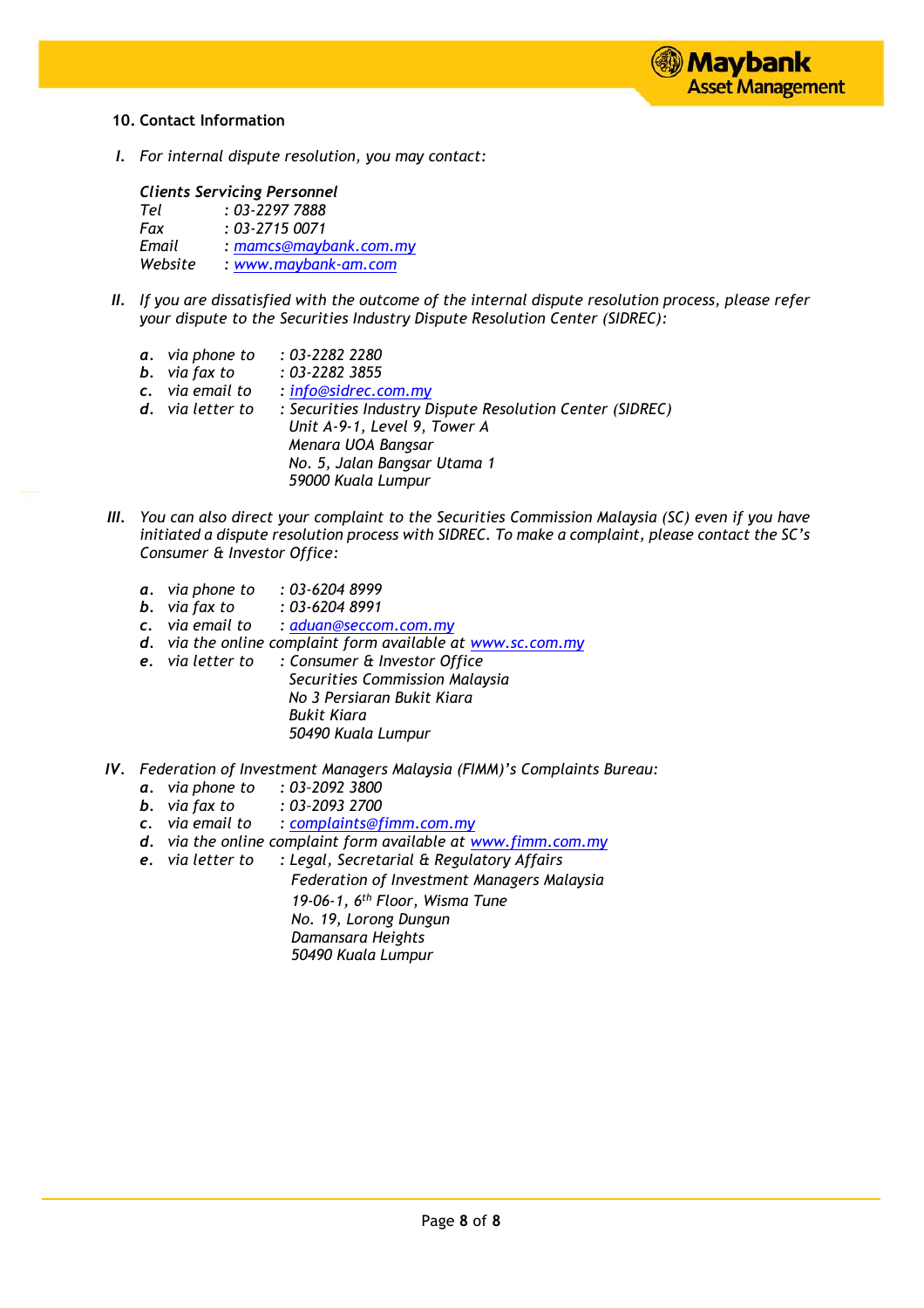## 10. Contact Information

**I.** *For internal dispute resolution, you may contact:*

***Clients Servicing Personnel***
*Tel : 03-2297 7888*
*Fax : 03-2715 0071*
*Email : mamcs@maybank.com.my*
*Website : www.maybank-am.com*

**II.** *If you are dissatisfied with the outcome of the internal dispute resolution process, please refer your dispute to the Securities Industry Dispute Resolution Center (SIDREC):*

**a.** *via phone to : 03-2282 2280*
**b.** *via fax to : 03-2282 3855*
**c.** *via email to : info@sidrec.com.my*
**d.** *via letter to : Securities Industry Dispute Resolution Center (SIDREC)*
*Unit A-9-1, Level 9, Tower A*
*Menara UOA Bangsar*
*No. 5, Jalan Bangsar Utama 1*
*59000 Kuala Lumpur*

**III.** *You can also direct your complaint to the Securities Commission Malaysia (SC) even if you have initiated a dispute resolution process with SIDREC. To make a complaint, please contact the SC's Consumer & Investor Office:*

**a.** *via phone to : 03-6204 8999*
**b.** *via fax to : 03-6204 8991*
**c.** *via email to : aduan@seccom.com.my*
**d.** *via the online complaint form available at www.sc.com.my*
**e.** *via letter to : Consumer & Investor Office*
*Securities Commission Malaysia*
*No 3 Persiaran Bukit Kiara*
*Bukit Kiara*
*50490 Kuala Lumpur*

**IV.** *Federation of Investment Managers Malaysia (FIMM)'s Complaints Bureau:*

**a.** *via phone to : 03-2092 3800*
**b.** *via fax to : 03-2093 2700*
**c.** *via email to : complaints@fimm.com.my*
**d.** *via the online complaint form available at www.fimm.com.my*
**e.** *via letter to : Legal, Secretarial & Regulatory Affairs*
*Federation of Investment Managers Malaysia*
*19-06-1, 6th Floor, Wisma Tune*
*No. 19, Lorong Dungun*
*Damansara Heights*
*50490 Kuala Lumpur*